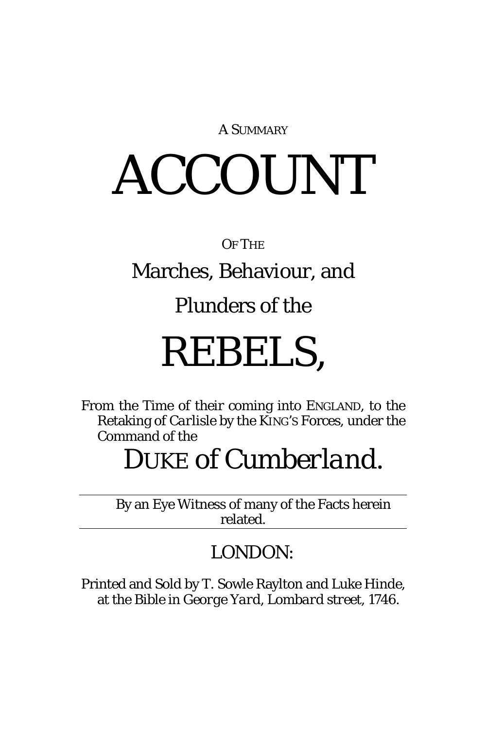A SUMMARY

# ACCOUNT

OF THE

## Marches, Behaviour, and Plunders of the

# REBELS,

From the Time of their coming into ENGLAND, to the Retaking of *Carlisle* by the KING'S Forces, under the Command of the

## *DUKE of Cumberland.*

---

By an Eye Witness of many of the Facts herein related.

---

LONDON:

Printed and Sold by T. Sowle Raylton and Luke Hinde, at the Bible in *George Yard*, *Lombard street*, 1746.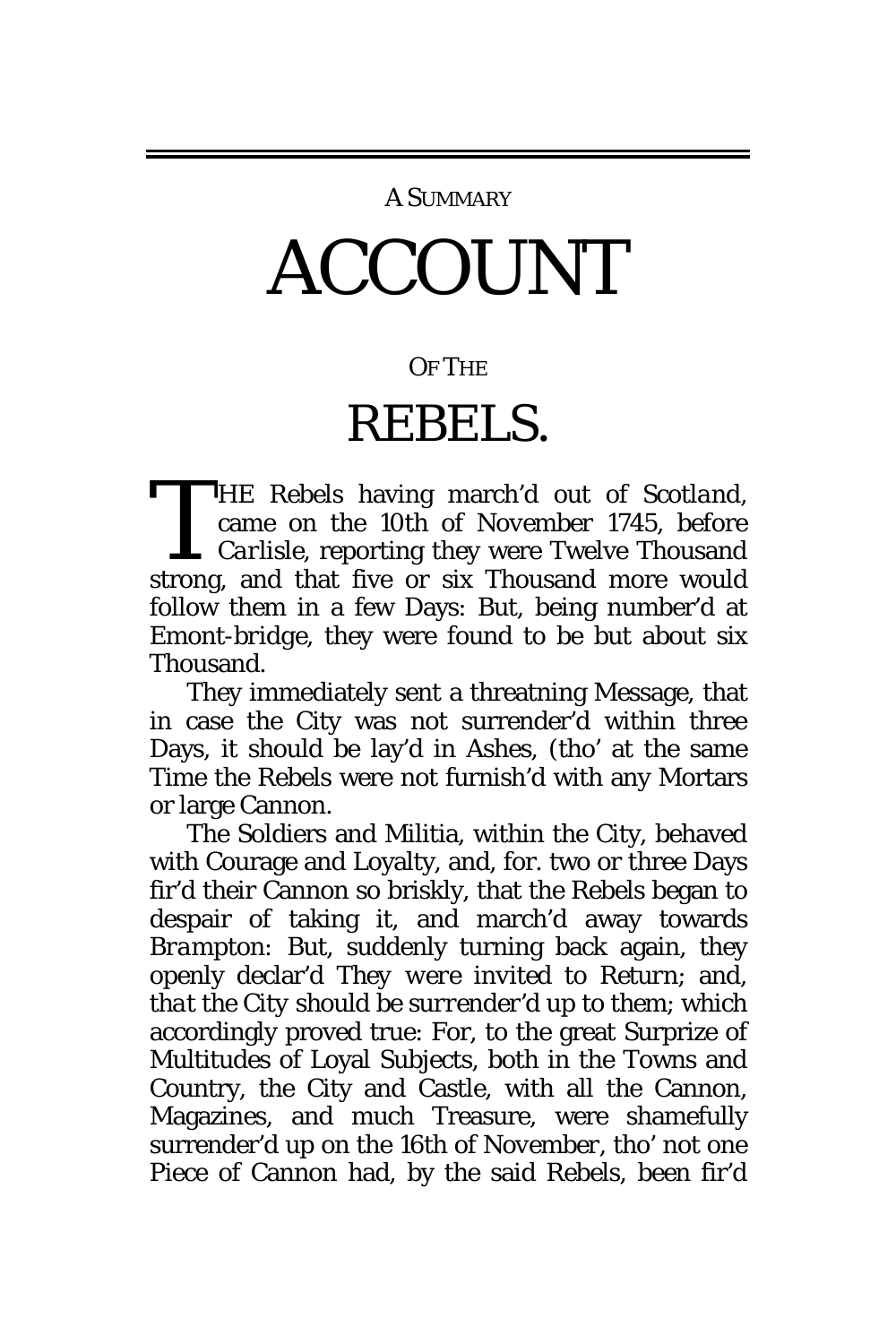A SUMMARY

# ACCOUNT

OF THE

# REBELS.

THE Rebels having march'd out of *Scotland*, came on the 10th of November 1745, before *Carlisle*, reporting they were Twelve Thousand strong, and that five or six Thousand more would follow them in a few Days: But, being number'd at Emont-bridge, they were found to be but about six Thousand.

They immediately sent a threatning Message, that in case the City was not surrender'd within three Days, it should be lay'd in Ashes, (tho' at the same Time the Rebels were not furnish'd with any Mortars or large Cannon.

The Soldiers and Militia, within the City, behaved with Courage and Loyalty, and, for. two or three Days fir'd their Cannon so briskly, that the Rebels began to despair of taking it, and march'd away towards *Brampton*: But, suddenly turning back again, they openly declar'd *They were invited to Return*; and, *that the City should be surrender'd up to them*; which accordingly proved true: For, to the great Surprize of Multitudes of Loyal Subjects, both in the Towns and Country, the City and Castle, with all the Cannon, Magazines, and much Treasure, were shamefully surrender'd up on the 16th of November, tho' not one Piece of Cannon had, by the said Rebels, been fir'd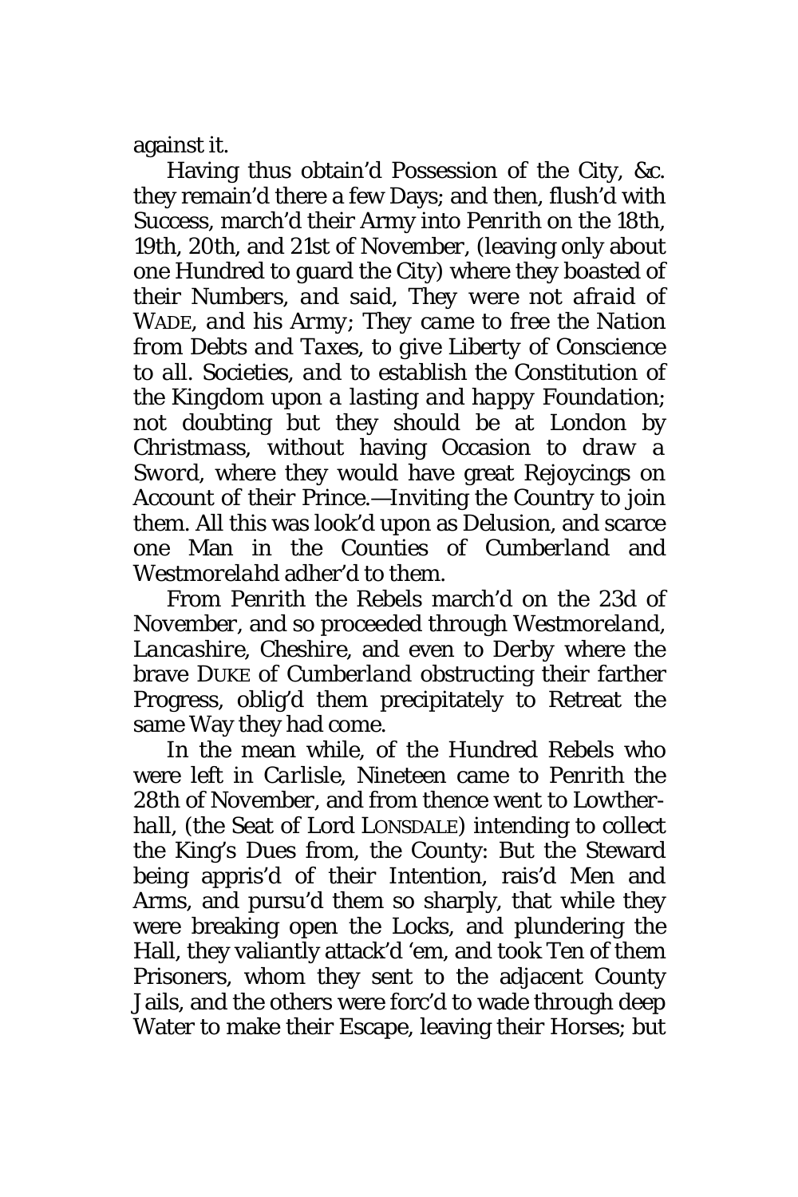against it.

Having thus obtain'd Possession of the City, &c. they remain'd there a few Days; and then, flush'd with Success, march'd their Army into Penrith on the 18th, 19th, 20th, and 21st of November, (leaving only about one Hundred to guard the City) where they boasted of their Numbers, *and said, They were not afraid of* WADE, *and his Army; They came to free the Nation from Debts and Taxes, to give Liberty of Conscience to all. Societies, and to establish the Constitution of the Kingdom upon a lasting and happy Foundation;* not doubting but they should be at London by *Christmass*, without having Occasion to *draw a Sword*, where they would have great Rejoycings on Account of their Prince.—Inviting the Country to join them. All this was look'd upon as Delusion, and scarce one Man in the Counties of *Cumberland* and *Westmorelahd* adher'd to them.

From Penrith the Rebels march'd on the 23d of November, and so proceeded through *Westmoreland*, *Lancashire*, *Cheshire*, and even to *Derby* where the brave DUKE of *Cumberland* obstructing their farther Progress, oblig'd them precipitately to Retreat the same Way they had come.

In the mean while, of the Hundred Rebels who were left in *Carlisle*, Nineteen came to *Penrith* the 28th of November, and from thence went to *Lowther-hall*, (the Seat of Lord LONSDALE) intending to collect the King's Dues from, the County: But the Steward being appris'd of their Intention, rais'd Men and Arms, and pursu'd them so sharply, that while they were breaking open the Locks, and plundering the Hall, they valiantly attack'd 'em, and took Ten of them Prisoners, whom they sent to the adjacent County Jails, and the others were forc'd to wade through deep Water to make their Escape, leaving their Horses; but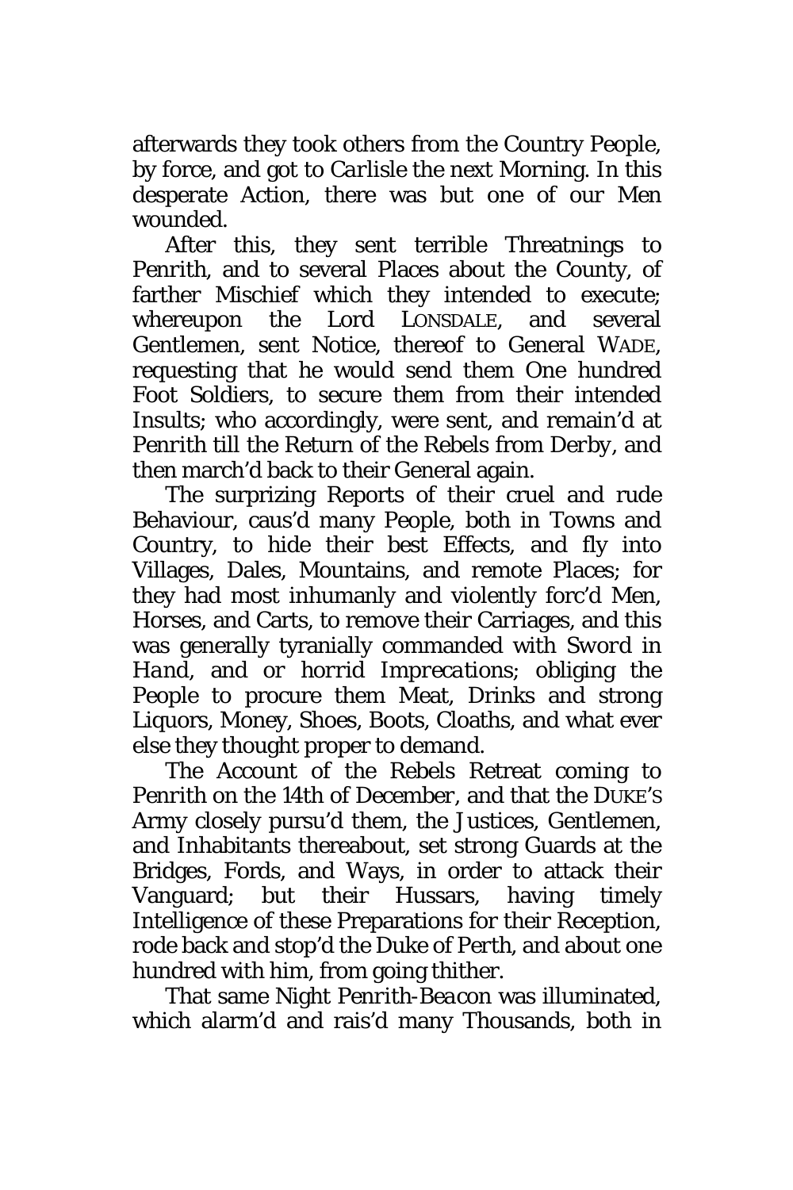afterwards they took others from the Country People, by force, and got to *Carlisle* the next Morning. In this desperate Action, there was but one of our Men wounded.

After this, they sent terrible Threatnings to *Penrith*, and to several Places about the County, of farther Mischief which they intended to execute; whereupon the Lord LONSDALE, and several Gentlemen, sent Notice, thereof to General WADE, requesting that he would send them One hundred Foot Soldiers, to secure them from their intended Insults; who accordingly, were sent, and remain'd at *Penrith* till the Return of the Rebels from *Derby*, and then march'd back to their General again.

The surprizing Reports of their cruel and rude Behaviour, caus'd many People, both in Towns and Country, to hide their best Effects, and fly into Villages, Dales, Mountains, and remote Places; for they had most inhumanly and violently forc'd Men, Horses, and Carts, to remove their Carriages, and this was generally tyranially commanded with *Sword in Hand*, and or *horrid Imprecations*; obliging the People to procure them Meat, Drinks and strong Liquors, Money, Shoes, Boots, Cloaths, and what ever else they thought proper to demand.

The Account of the Rebels Retreat coming to *Penrith* on the 14th of December, and that the DUKE'S Army closely pursu'd them, the Justices, Gentlemen, and Inhabitants thereabout, set strong Guards at the Bridges, Fords, and Ways, in order to attack their Vanguard; but their Hussars, having timely Intelligence of these Preparations for their Reception, rode back and stop'd the Duke of *Perth*, and about one hundred with him, from going thither.

That same Night *Penrith-Beacon* was illuminated, which alarm'd and rais'd many Thousands, both in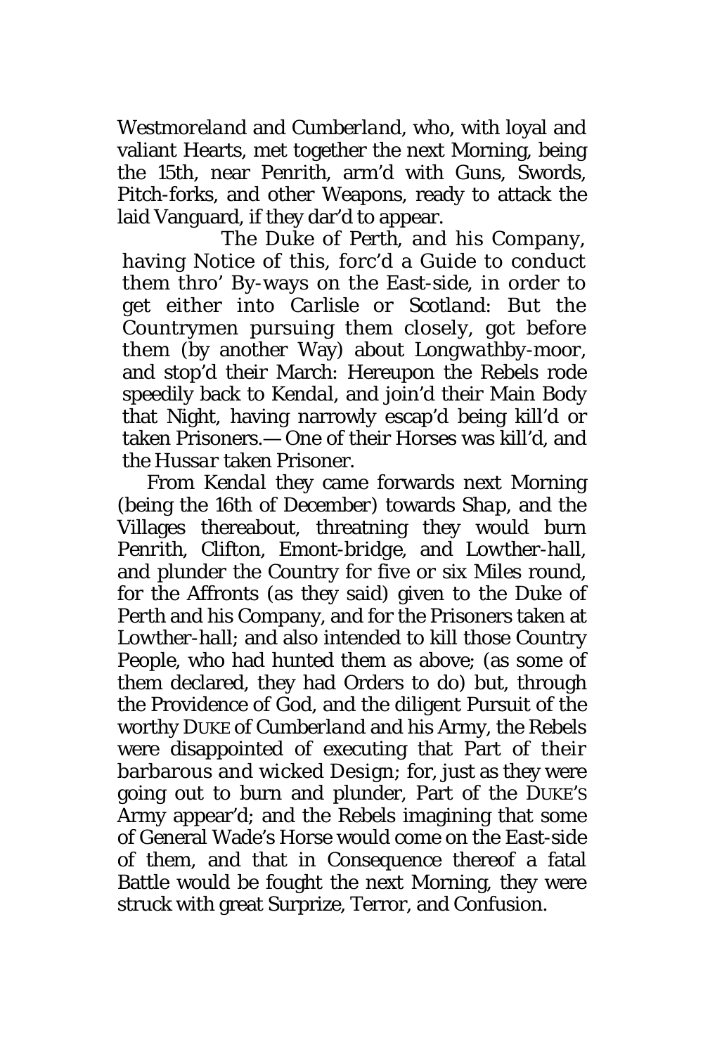*Westmoreland* and *Cumberland*, who, with loyal and valiant Hearts, met together the next Morning, being the 15th, near Penrith, arm'd with Guns, Swords, Pitch-forks, and other Weapons, ready to attack the laid Vanguard, if they dar'd to appear.

The Duke of *Perth*, and his Company, having Notice of this, forc'd a Guide to conduct them thro' By-ways on the *East*-side, in order to get either into *Carlisle* or *Scotland*: But the Countrymen pursuing them closely, got before them (by another Way) about *Longwathby-moor*, and stop'd their March: Hereupon the Rebels rode speedily back to *Kendal*, and join'd their Main Body that Night, having narrowly escap'd being kill'd or taken Prisoners.— One of their Horses was kill'd, and the *Hussar* taken Prisoner.

From *Kendal* they came forwards next Morning (being the 16th of December) towards *Shap*, and the Villages thereabout, threatning they would burn Penrith, Clifton, Emont-bridge, and *Lowther-hall*, and plunder the Country for five or six Miles round, for the Affronts (as they said) given to the Duke of Perth and his Company, and for the Prisoners taken at *Lowther-hall*; and also intended to kill those Country People, who had hunted them as above; (as some of them declared, they had Orders to do) but, through the Providence of God, and the diligent Pursuit of the worthy DUKE of *Cumberland* and his Army, the Rebels were disappointed of executing that Part of their barbarous and wicked Design; for, just as they were going out to burn and plunder, Part of the DUKE'S Army appear'd; and the Rebels imagining that some of General Wade's Horse would come on the *East*-side of them, and that in Consequence thereof a fatal Battle would be fought the next Morning, they were struck with great Surprize, Terror, and Confusion.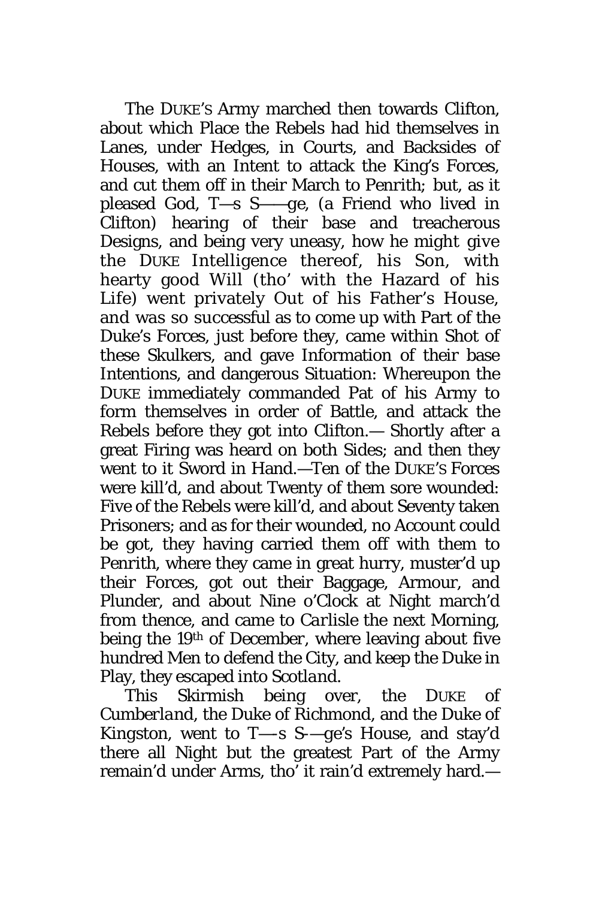The DUKE'S Army marched then towards Clifton, about which Place the Rebels had hid themselves in Lanes, under Hedges, in Courts, and Backsides of Houses, with an Intent to attack the King's Forces, and cut them off in their March to Penrith; but, as it pleased God, T—s S——ge, (a Friend who lived in Clifton) hearing of their base and treacherous Designs, and being very uneasy, how he might give the DUKE Intelligence thereof, his Son, with hearty good Will (tho' with the Hazard of his Life) went privately Out of his Father's House, and was so successful as to come up with Part of the Duke's Forces, just before they, came within Shot of these Skulkers, and gave Information of their base Intentions, and dangerous Situation: Whereupon the DUKE immediately commanded Pat of his Army to form themselves in order of Battle, and attack the Rebels before they got into Clifton.— Shortly after a great Firing was heard on both Sides; and then they went to it Sword in Hand.—Ten of the DUKE'S Forces were kill'd, and about Twenty of them sore wounded: Five of the Rebels were kill'd, and about Seventy taken Prisoners; and as for their wounded, no Account could be got, they having carried them off with them to Penrith, where they came in great hurry, muster'd up their Forces, got out their Baggage, Armour, and Plunder, and about Nine o'Clock at Night march'd from thence, and came to *Carlisle* the next Morning, being the 19th of December, where leaving about five hundred Men to defend the City, and keep the Duke in Play, they escaped into *Scotland*.

This Skirmish being over, the DUKE of *Cumberland*, the Duke of Richmond, and the Duke of Kingston, went to T—s S—ge's House, and stay'd there all Night but the greatest Part of the Army remain'd under Arms, tho' it rain'd extremely hard.—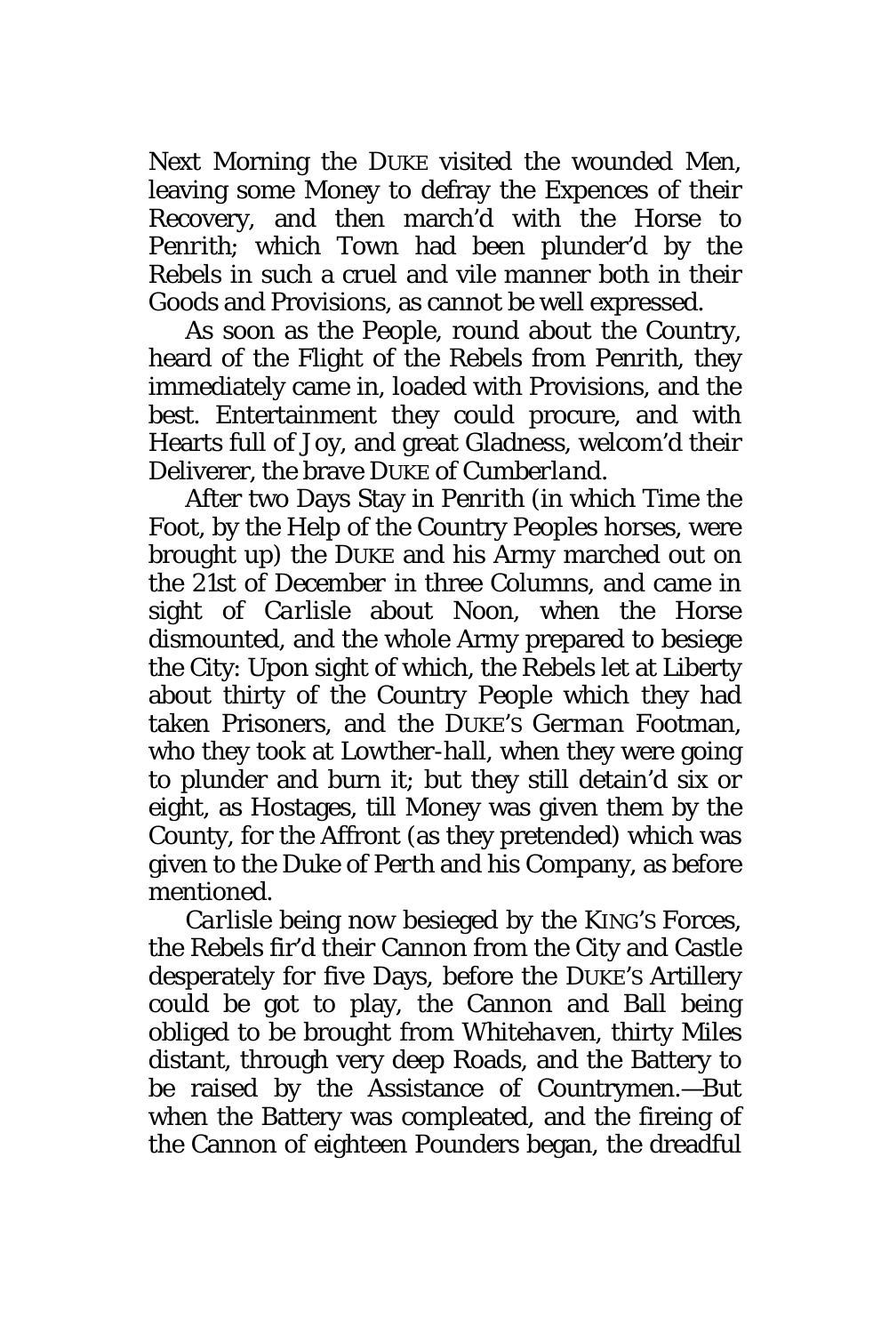Next Morning the DUKE visited the wounded Men, leaving some Money to defray the Expences of their Recovery, and then march'd with the Horse to Penrith; which Town had been plunder'd by the Rebels in such a cruel and vile manner both in their Goods and Provisions, as cannot be well expressed.

As soon as the People, round about the Country, heard of the Flight of the Rebels from Penrith, they immediately came in, loaded with Provisions, and the best. Entertainment they could procure, and with Hearts full of Joy, and great Gladness, welcom'd their Deliverer, the brave DUKE of *Cumberland*.

After two Days Stay in Penrith (in which Time the Foot, by the Help of the Country Peoples horses, were brought up) the DUKE and his Army marched out on the 21st of December in three Columns, and came in sight of *Carlisle* about Noon, when the Horse dismounted, and the whole Army prepared to besiege the City: Upon sight of which, the Rebels let at Liberty about thirty of the Country People which they had taken Prisoners, and the DUKE'S *German* Footman, who they took at *Lowther-hall*, when they were going to plunder and burn it; but they still detain'd six or eight, as Hostages, till Money was given them by the County, for the Affront (as they pretended) which was given to the Duke of Perth and his Company, as before mentioned.

*Carlisle* being now besieged by the KING'S Forces, the Rebels fir'd their Cannon from the City and Castle desperately for five Days, before the DUKE'S Artillery could be got to play, the Cannon and Ball being obliged to be brought from *Whitehaven*, thirty Miles distant, through very deep Roads, and the Battery to be raised by the Assistance of Countrymen.—But when the Battery was compleated, and the fireing of the Cannon of eighteen Pounders began, the dreadful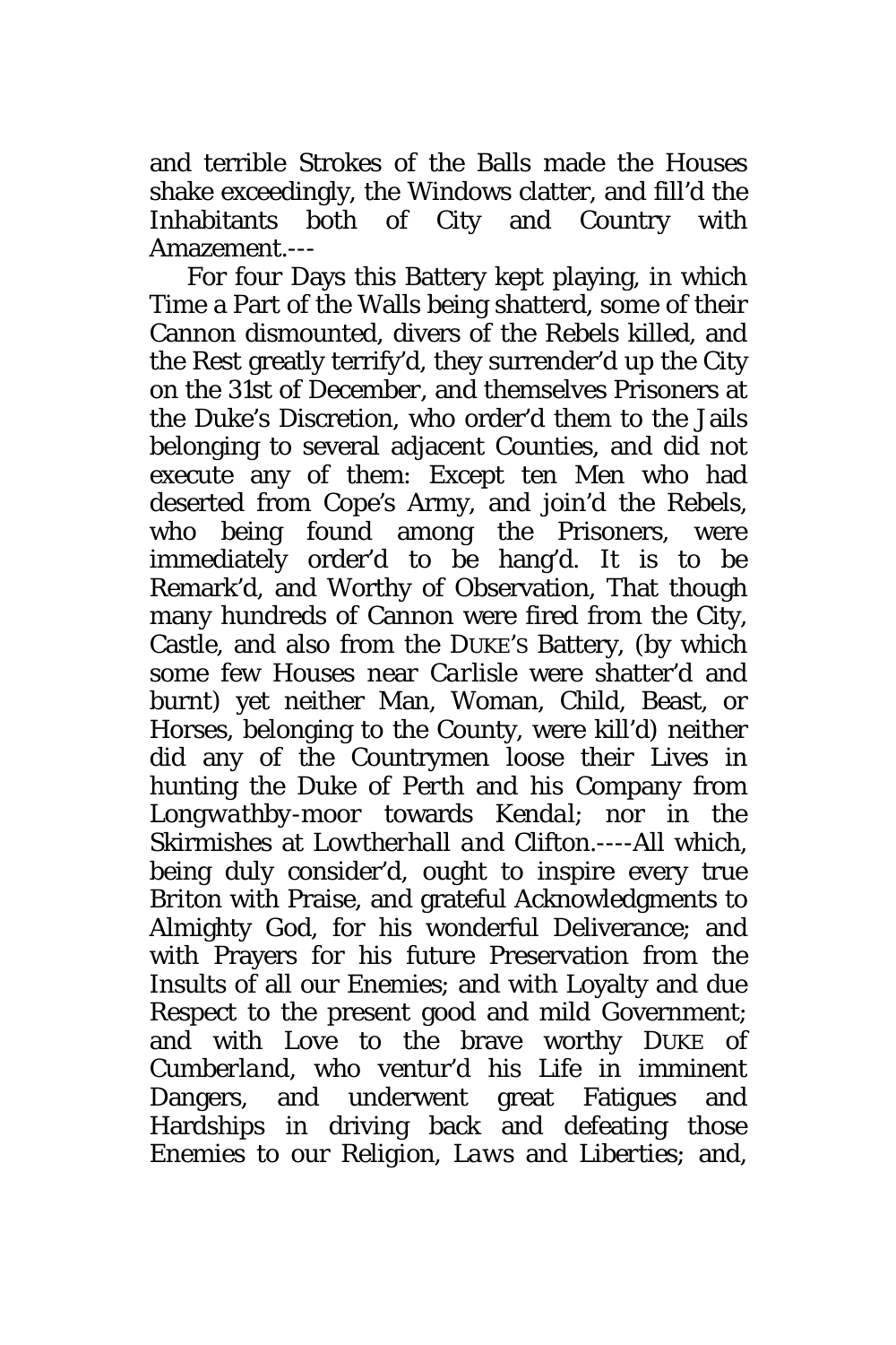and terrible Strokes of the Balls made the Houses shake exceedingly, the Windows clatter, and fill'd the Inhabitants both of City and Country with Amazement.---

For four Days this Battery kept playing, in which Time a Part of the Walls being shatterd, some of their Cannon dismounted, divers of the Rebels killed, and the Rest greatly terrify'd, they surrender'd up the City on the 31st of December, and themselves Prisoners at the Duke's Discretion, who order'd them to the Jails belonging to several adjacent Counties, and did not execute any of them: Except ten Men who had deserted from Cope's Army, and join'd the Rebels, who being found among the Prisoners, were immediately order'd to be hang'd. It is to be Remark'd, and Worthy of Observation, That though many hundreds of Cannon were fired from the City, Castle, and also from the DUKE'S Battery, (by which some few Houses near *Carlisle* were shatter'd and burnt) yet neither Man, Woman, Child, Beast, or Horses, belonging to the County, were kill'd) neither did any of the Countrymen loose their Lives in hunting the Duke of Perth and his Company from *Longwathby-moor* towards *Kendal*; nor in the Skirmishes at *Lowtherhall and Clifton*.----All which, being duly consider'd, ought to inspire every true *Briton* with Praise, and grateful Acknowledgments to Almighty God, for his wonderful Deliverance; and with Prayers for his future Preservation from the Insults of all our Enemies; and with Loyalty and due Respect to the present good and mild Government; and with Love to the brave worthy DUKE of *Cumberland*, who ventur'd his Life in imminent Dangers, and underwent great Fatigues and Hardships in driving back and defeating those Enemies to our Religion, *Laws* and *Liberties*; and,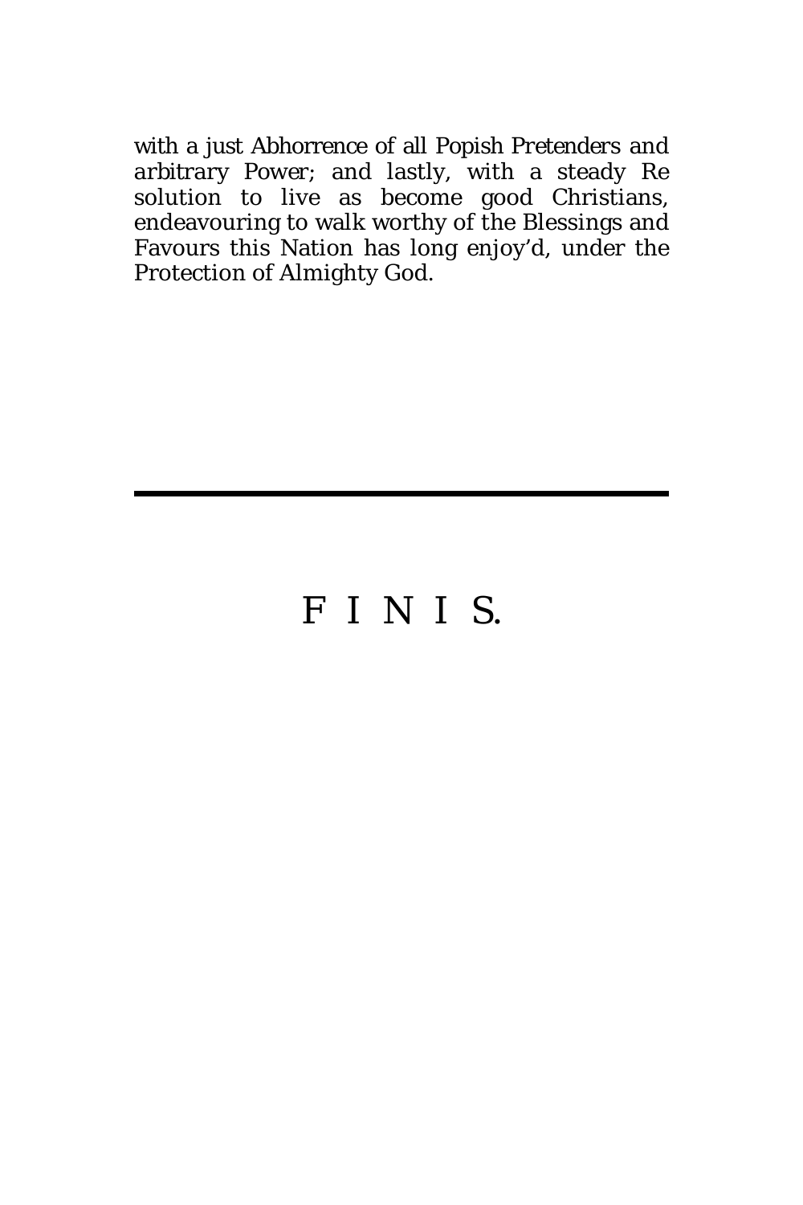with a just Abhorrence of all Popish Pretenders and arbitrary Power; and lastly, with a steady Re solution to live as become good Christians, endeavouring to walk worthy of the Blessings and Favours this Nation has long enjoy'd, under the Protection of Almighty God.

---

FINIS.